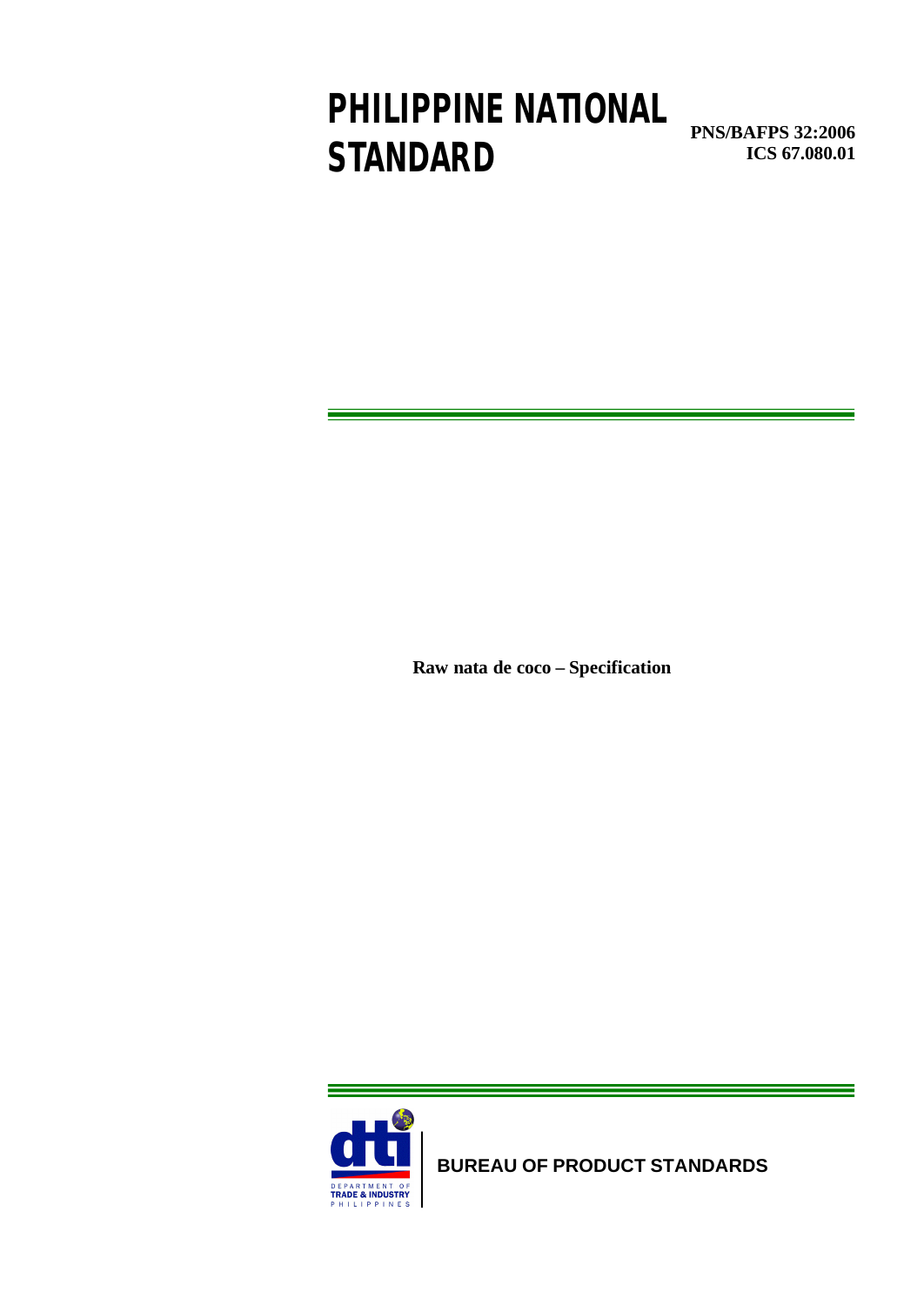# PHILIPPINE NATIONAL STANDARD

**PNS/BAFPS 32:2006**
**ICS 67.080.01**

**Raw nata de coco – Specification**

DEPARTMENT OF TRADE & INDUSTRY PHILIPPINES

**BUREAU OF PRODUCT STANDARDS**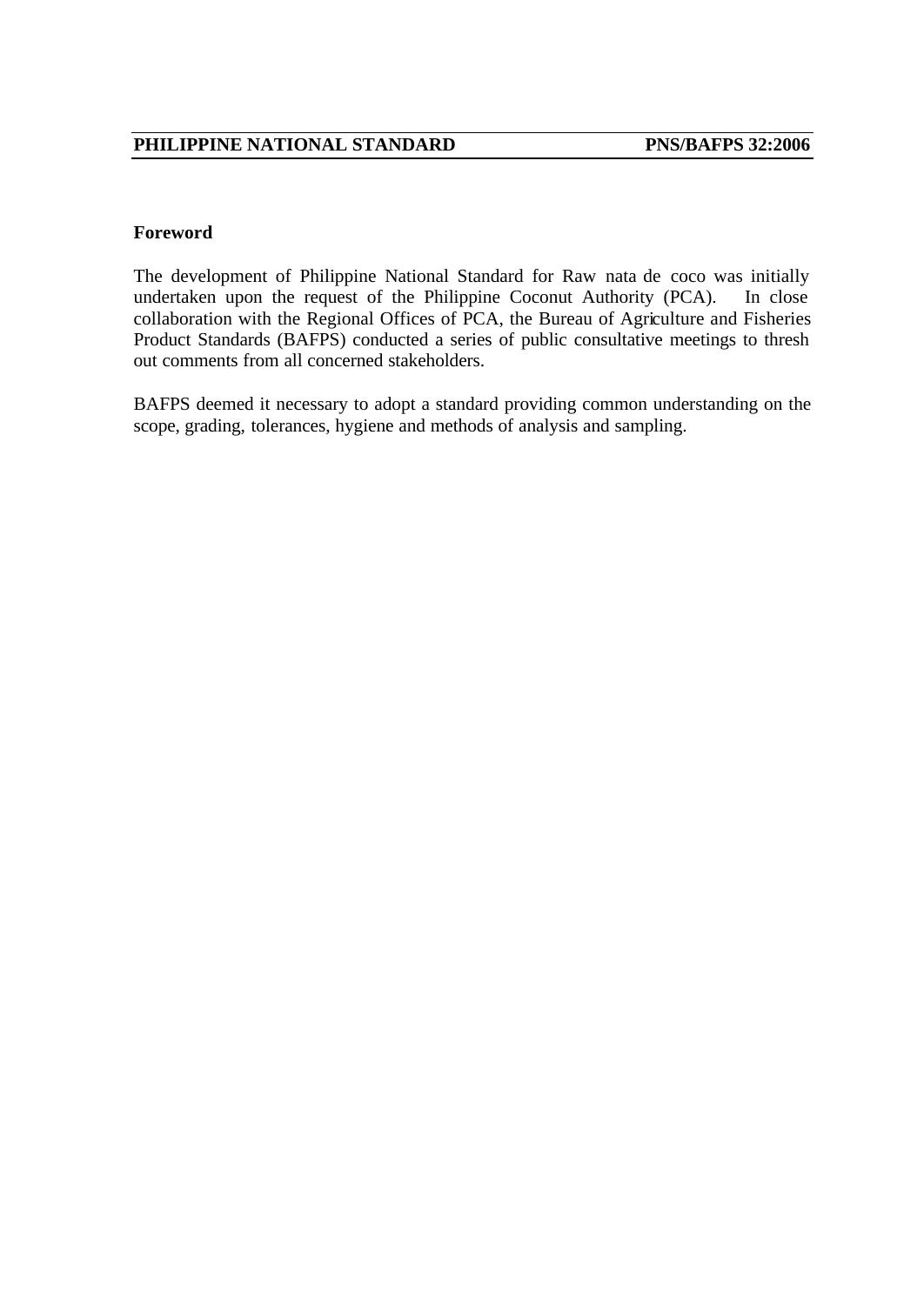## Foreword

The development of Philippine National Standard for Raw nata de coco was initially undertaken upon the request of the Philippine Coconut Authority (PCA). In close collaboration with the Regional Offices of PCA, the Bureau of Agriculture and Fisheries Product Standards (BAFPS) conducted a series of public consultative meetings to thresh out comments from all concerned stakeholders.

BAFPS deemed it necessary to adopt a standard providing common understanding on the scope, grading, tolerances, hygiene and methods of analysis and sampling.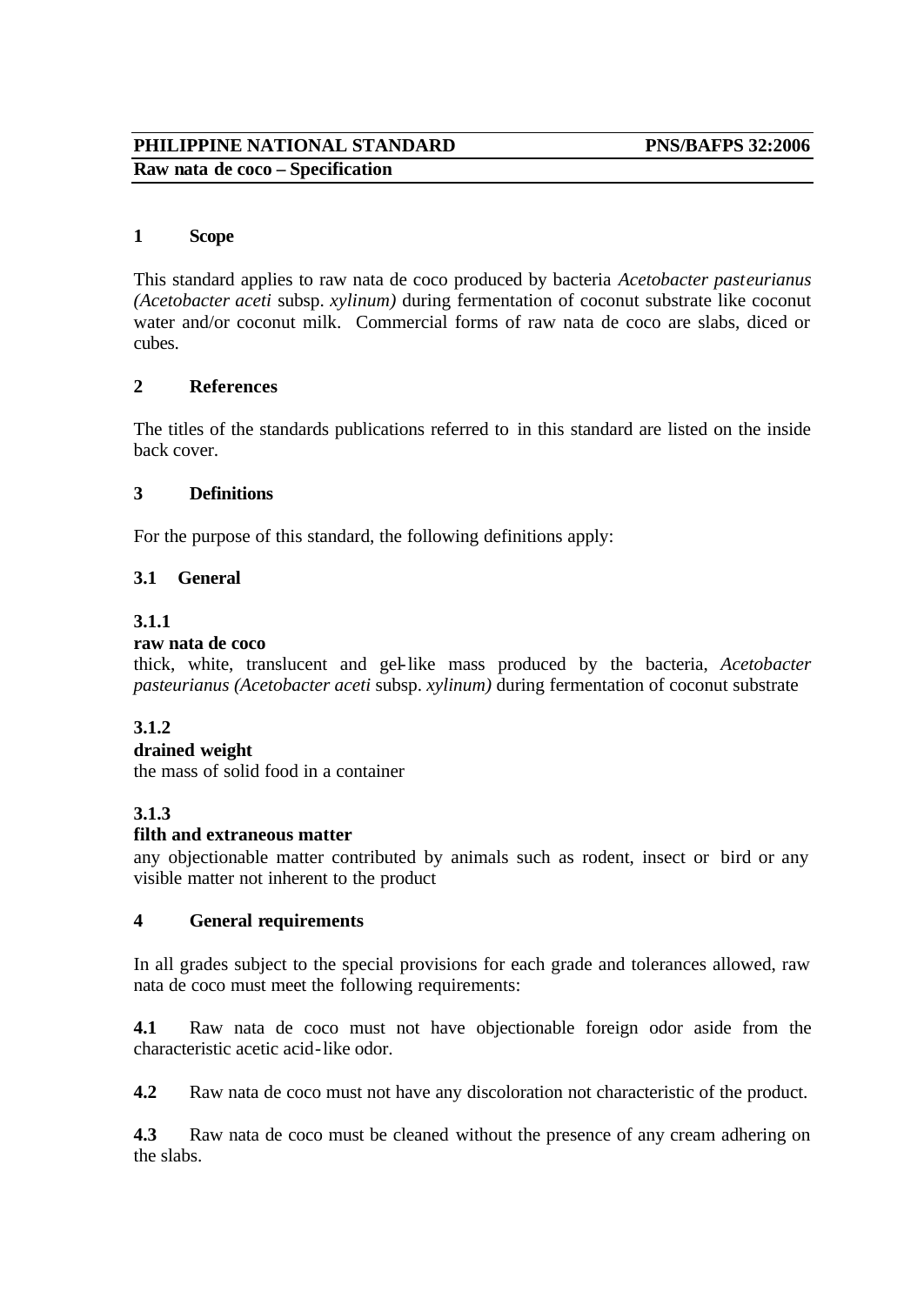**PHILIPPINE NATIONAL STANDARD** **PNS/BAFPS 32:2006**
**Raw nata de coco – Specification**

## 1 Scope

This standard applies to raw nata de coco produced by bacteria *Acetobacter pasteurianus (Acetobacter aceti* subsp. *xylinum)* during fermentation of coconut substrate like coconut water and/or coconut milk. Commercial forms of raw nata de coco are slabs, diced or cubes.

## 2 References

The titles of the standards publications referred to in this standard are listed on the inside back cover.

## 3 Definitions

For the purpose of this standard, the following definitions apply:

### 3.1 General

**3.1.1**
**raw nata de coco**
thick, white, translucent and gel-like mass produced by the bacteria, *Acetobacter pasteurianus (Acetobacter aceti* subsp. *xylinum)* during fermentation of coconut substrate

**3.1.2**
**drained weight**
the mass of solid food in a container

**3.1.3**
**filth and extraneous matter**
any objectionable matter contributed by animals such as rodent, insect or bird or any visible matter not inherent to the product

## 4 General requirements

In all grades subject to the special provisions for each grade and tolerances allowed, raw nata de coco must meet the following requirements:

**4.1** Raw nata de coco must not have objectionable foreign odor aside from the characteristic acetic acid-like odor.

**4.2** Raw nata de coco must not have any discoloration not characteristic of the product.

**4.3** Raw nata de coco must be cleaned without the presence of any cream adhering on the slabs.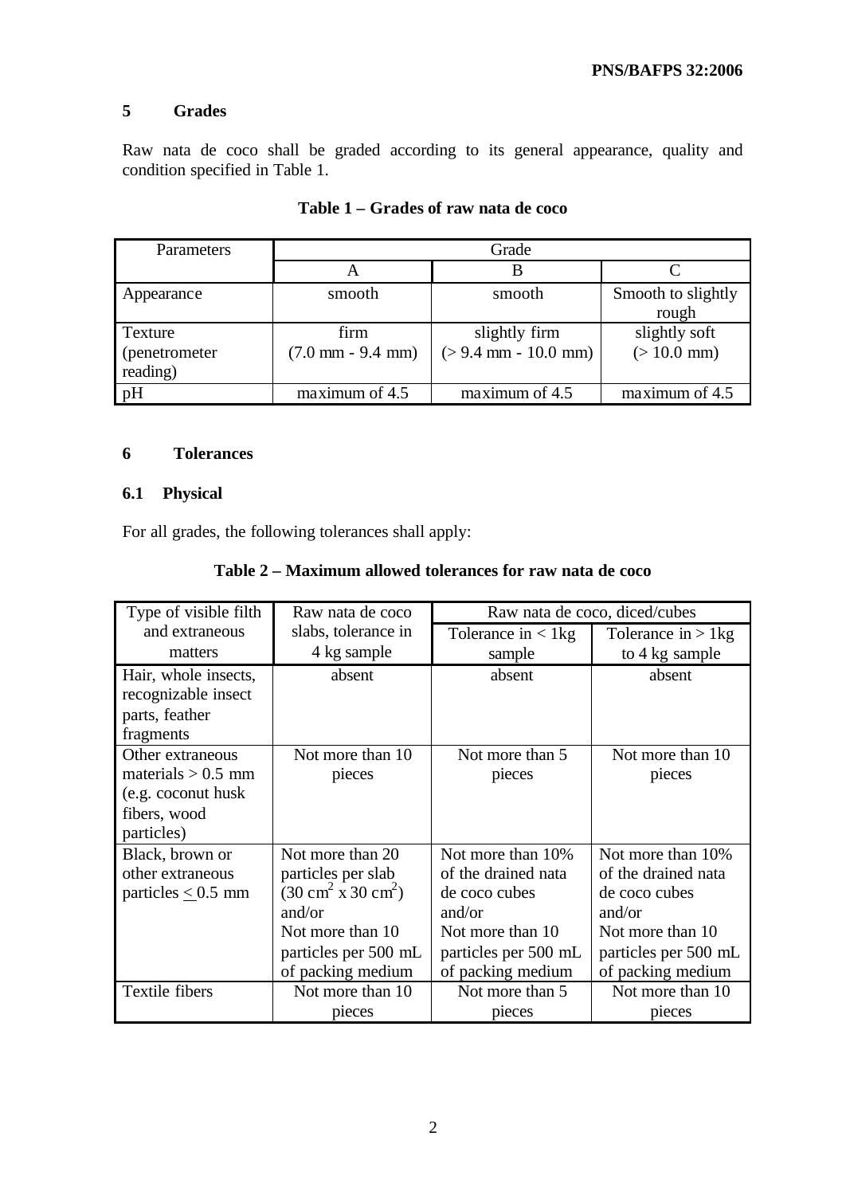## 5 Grades

Raw nata de coco shall be graded according to its general appearance, quality and condition specified in Table 1.

**Table 1 – Grades of raw nata de coco**

| Parameters | Grade | | |
|---|---|---|---|
| | A | B | C |
| Appearance | smooth | smooth | Smooth to slightly rough |
| Texture (penetrometer reading) | firm (7.0 mm - 9.4 mm) | slightly firm (> 9.4 mm - 10.0 mm) | slightly soft (> 10.0 mm) |
| pH | maximum of 4.5 | maximum of 4.5 | maximum of 4.5 |

## 6 Tolerances

### 6.1 Physical

For all grades, the following tolerances shall apply:

**Table 2 – Maximum allowed tolerances for raw nata de coco**

| Type of visible filth and extraneous matters | Raw nata de coco slabs, tolerance in 4 kg sample | Raw nata de coco, diced/cubes | |
|---|---|---|---|
| | | Tolerance in < 1kg sample | Tolerance in > 1kg to 4 kg sample |
| Hair, whole insects, recognizable insect parts, feather fragments | absent | absent | absent |
| Other extraneous materials > 0.5 mm (e.g. coconut husk fibers, wood particles) | Not more than 10 pieces | Not more than 5 pieces | Not more than 10 pieces |
| Black, brown or other extraneous particles ≤ 0.5 mm | Not more than 20 particles per slab ($30\ cm^2$ x $30\ cm^2$) and/or Not more than 10 particles per 500 mL of packing medium | Not more than 10% of the drained nata de coco cubes and/or Not more than 10 particles per 500 mL of packing medium | Not more than 10% of the drained nata de coco cubes and/or Not more than 10 particles per 500 mL of packing medium |
| Textile fibers | Not more than 10 pieces | Not more than 5 pieces | Not more than 10 pieces |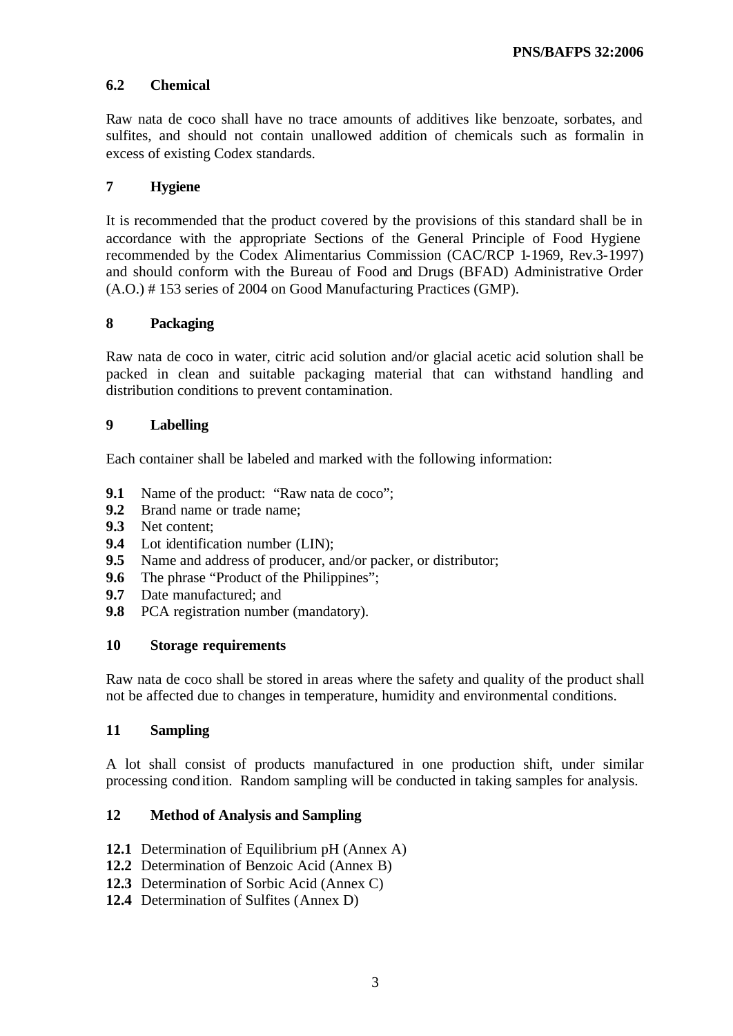### 6.2 Chemical

Raw nata de coco shall have no trace amounts of additives like benzoate, sorbates, and sulfites, and should not contain unallowed addition of chemicals such as formalin in excess of existing Codex standards.

## 7 Hygiene

It is recommended that the product covered by the provisions of this standard shall be in accordance with the appropriate Sections of the General Principle of Food Hygiene recommended by the Codex Alimentarius Commission (CAC/RCP 1-1969, Rev.3-1997) and should conform with the Bureau of Food and Drugs (BFAD) Administrative Order (A.O.) # 153 series of 2004 on Good Manufacturing Practices (GMP).

## 8 Packaging

Raw nata de coco in water, citric acid solution and/or glacial acetic acid solution shall be packed in clean and suitable packaging material that can withstand handling and distribution conditions to prevent contamination.

## 9 Labelling

Each container shall be labeled and marked with the following information:

**9.1** Name of the product: "Raw nata de coco";
**9.2** Brand name or trade name;
**9.3** Net content;
**9.4** Lot identification number (LIN);
**9.5** Name and address of producer, and/or packer, or distributor;
**9.6** The phrase "Product of the Philippines";
**9.7** Date manufactured; and
**9.8** PCA registration number (mandatory).

## 10 Storage requirements

Raw nata de coco shall be stored in areas where the safety and quality of the product shall not be affected due to changes in temperature, humidity and environmental conditions.

## 11 Sampling

A lot shall consist of products manufactured in one production shift, under similar processing condition. Random sampling will be conducted in taking samples for analysis.

## 12 Method of Analysis and Sampling

**12.1** Determination of Equilibrium pH (Annex A)
**12.2** Determination of Benzoic Acid (Annex B)
**12.3** Determination of Sorbic Acid (Annex C)
**12.4** Determination of Sulfites (Annex D)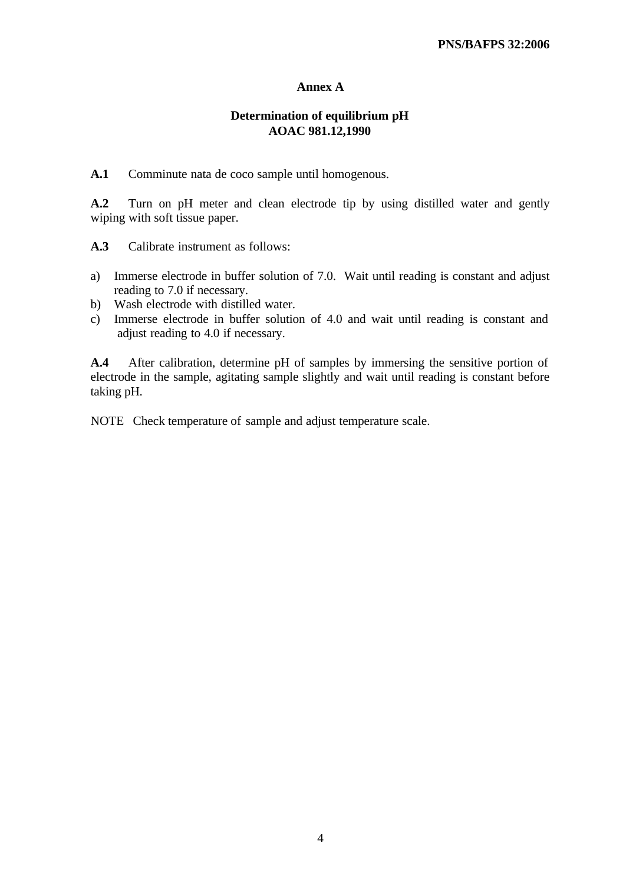## Annex A

### Determination of equilibrium pH
### AOAC 981.12,1990

**A.1** Comminute nata de coco sample until homogenous.

**A.2** Turn on pH meter and clean electrode tip by using distilled water and gently wiping with soft tissue paper.

**A.3** Calibrate instrument as follows:

a) Immerse electrode in buffer solution of 7.0. Wait until reading is constant and adjust reading to 7.0 if necessary.
b) Wash electrode with distilled water.
c) Immerse electrode in buffer solution of 4.0 and wait until reading is constant and adjust reading to 4.0 if necessary.

**A.4** After calibration, determine pH of samples by immersing the sensitive portion of electrode in the sample, agitating sample slightly and wait until reading is constant before taking pH.

NOTE Check temperature of sample and adjust temperature scale.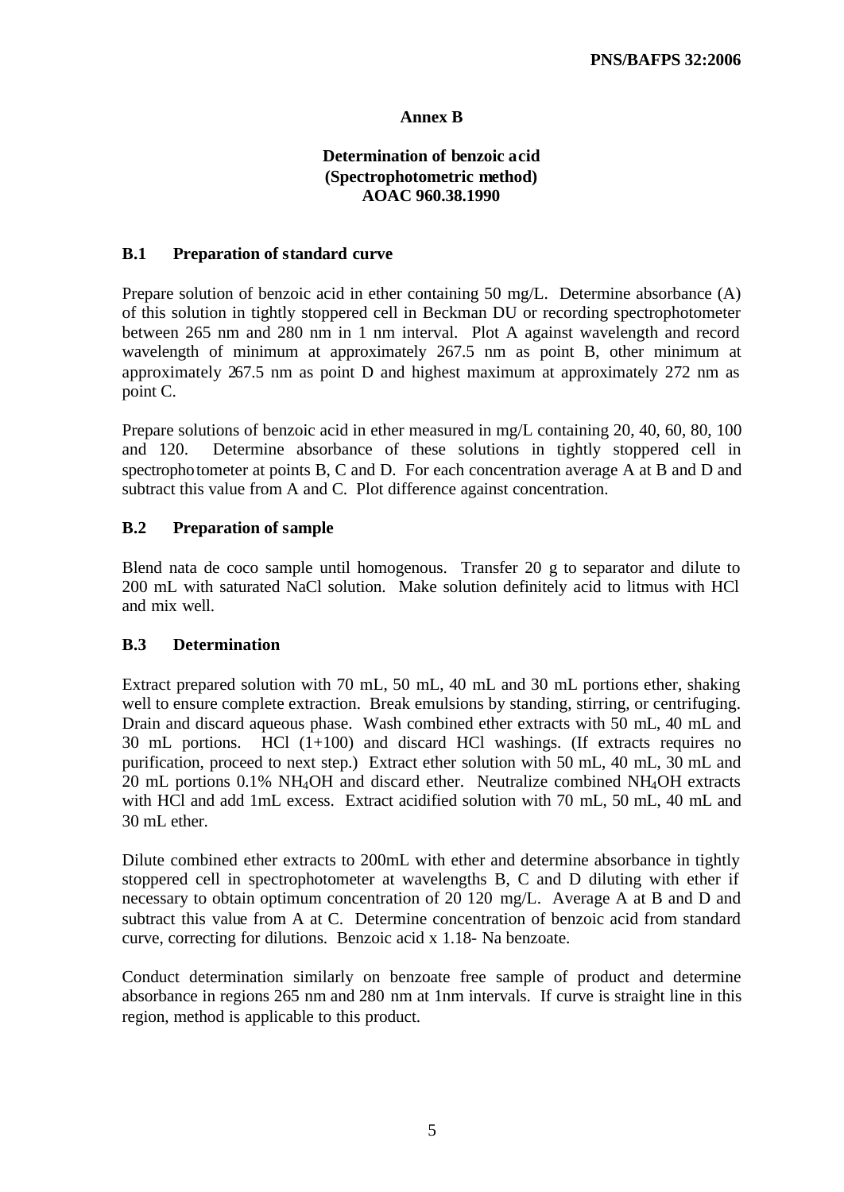## Annex B

### Determination of benzoic acid (Spectrophotometric method) AOAC 960.38.1990

### B.1 Preparation of standard curve

Prepare solution of benzoic acid in ether containing 50 mg/L. Determine absorbance (A) of this solution in tightly stoppered cell in Beckman DU or recording spectrophotometer between 265 nm and 280 nm in 1 nm interval. Plot A against wavelength and record wavelength of minimum at approximately 267.5 nm as point B, other minimum at approximately 267.5 nm as point D and highest maximum at approximately 272 nm as point C.

Prepare solutions of benzoic acid in ether measured in mg/L containing 20, 40, 60, 80, 100 and 120. Determine absorbance of these solutions in tightly stoppered cell in spectrophotometer at points B, C and D. For each concentration average A at B and D and subtract this value from A and C. Plot difference against concentration.

### B.2 Preparation of sample

Blend nata de coco sample until homogenous. Transfer 20 g to separator and dilute to 200 mL with saturated NaCl solution. Make solution definitely acid to litmus with HCl and mix well.

### B.3 Determination

Extract prepared solution with 70 mL, 50 mL, 40 mL and 30 mL portions ether, shaking well to ensure complete extraction. Break emulsions by standing, stirring, or centrifuging. Drain and discard aqueous phase. Wash combined ether extracts with 50 mL, 40 mL and 30 mL portions. HCl (1+100) and discard HCl washings. (If extracts requires no purification, proceed to next step.) Extract ether solution with 50 mL, 40 mL, 30 mL and 20 mL portions 0.1% $NH_4OH$ and discard ether. Neutralize combined $NH_4OH$ extracts with HCl and add 1mL excess. Extract acidified solution with 70 mL, 50 mL, 40 mL and 30 mL ether.

Dilute combined ether extracts to 200mL with ether and determine absorbance in tightly stoppered cell in spectrophotometer at wavelengths B, C and D diluting with ether if necessary to obtain optimum concentration of 20 120 mg/L. Average A at B and D and subtract this value from A at C. Determine concentration of benzoic acid from standard curve, correcting for dilutions. Benzoic acid x 1.18- Na benzoate.

Conduct determination similarly on benzoate free sample of product and determine absorbance in regions 265 nm and 280 nm at 1nm intervals. If curve is straight line in this region, method is applicable to this product.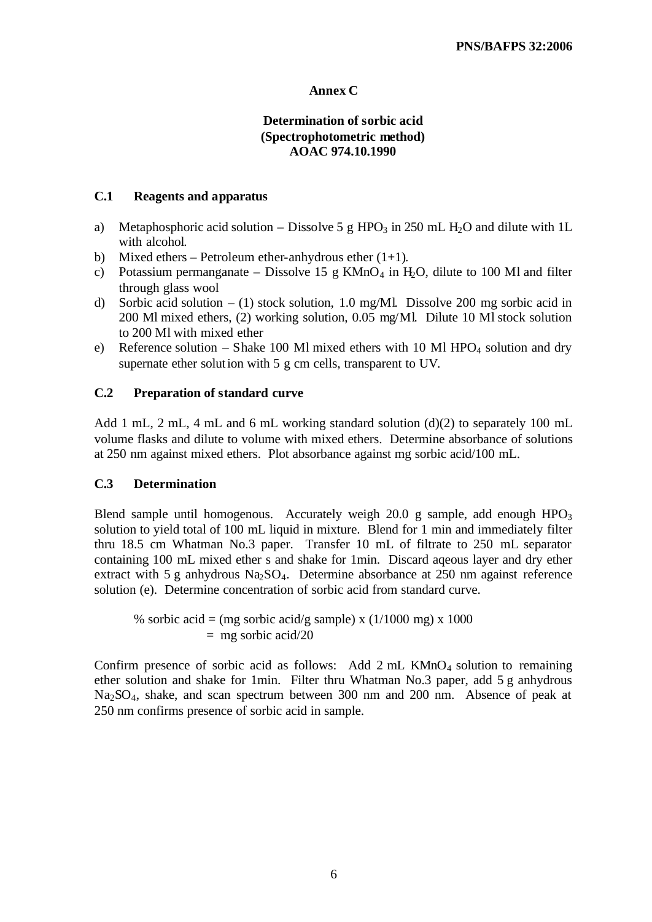**Annex C**

**Determination of sorbic acid**
**(Spectrophotometric method)**
**AOAC 974.10.1990**

**C.1 Reagents and apparatus**

a) Metaphosphoric acid solution – Dissolve 5 g $HPO_3$ in 250 mL $H_2O$ and dilute with 1L with alcohol.
b) Mixed ethers – Petroleum ether-anhydrous ether (1+1).
c) Potassium permanganate – Dissolve 15 g $KMnO_4$ in $H_2O$, dilute to 100 Ml and filter through glass wool
d) Sorbic acid solution – (1) stock solution, 1.0 mg/Ml. Dissolve 200 mg sorbic acid in 200 Ml mixed ethers, (2) working solution, 0.05 mg/Ml. Dilute 10 Ml stock solution to 200 Ml with mixed ether
e) Reference solution – Shake 100 Ml mixed ethers with 10 Ml $HPO_4$ solution and dry supernate ether solution with 5 g cm cells, transparent to UV.

**C.2 Preparation of standard curve**

Add 1 mL, 2 mL, 4 mL and 6 mL working standard solution (d)(2) to separately 100 mL volume flasks and dilute to volume with mixed ethers. Determine absorbance of solutions at 250 nm against mixed ethers. Plot absorbance against mg sorbic acid/100 mL.

**C.3 Determination**

Blend sample until homogenous. Accurately weigh 20.0 g sample, add enough $HPO_3$ solution to yield total of 100 mL liquid in mixture. Blend for 1 min and immediately filter thru 18.5 cm Whatman No.3 paper. Transfer 10 mL of filtrate to 250 mL separator containing 100 mL mixed ether s and shake for 1min. Discard aqeous layer and dry ether extract with 5 g anhydrous $Na_2SO_4$. Determine absorbance at 250 nm against reference solution (e). Determine concentration of sorbic acid from standard curve.

% sorbic acid = (mg sorbic acid/g sample) x (1/1000 mg) x 1000
= mg sorbic acid/20

Confirm presence of sorbic acid as follows: Add 2 mL $KMnO_4$ solution to remaining ether solution and shake for 1min. Filter thru Whatman No.3 paper, add 5 g anhydrous $Na_2SO_4$, shake, and scan spectrum between 300 nm and 200 nm. Absence of peak at 250 nm confirms presence of sorbic acid in sample.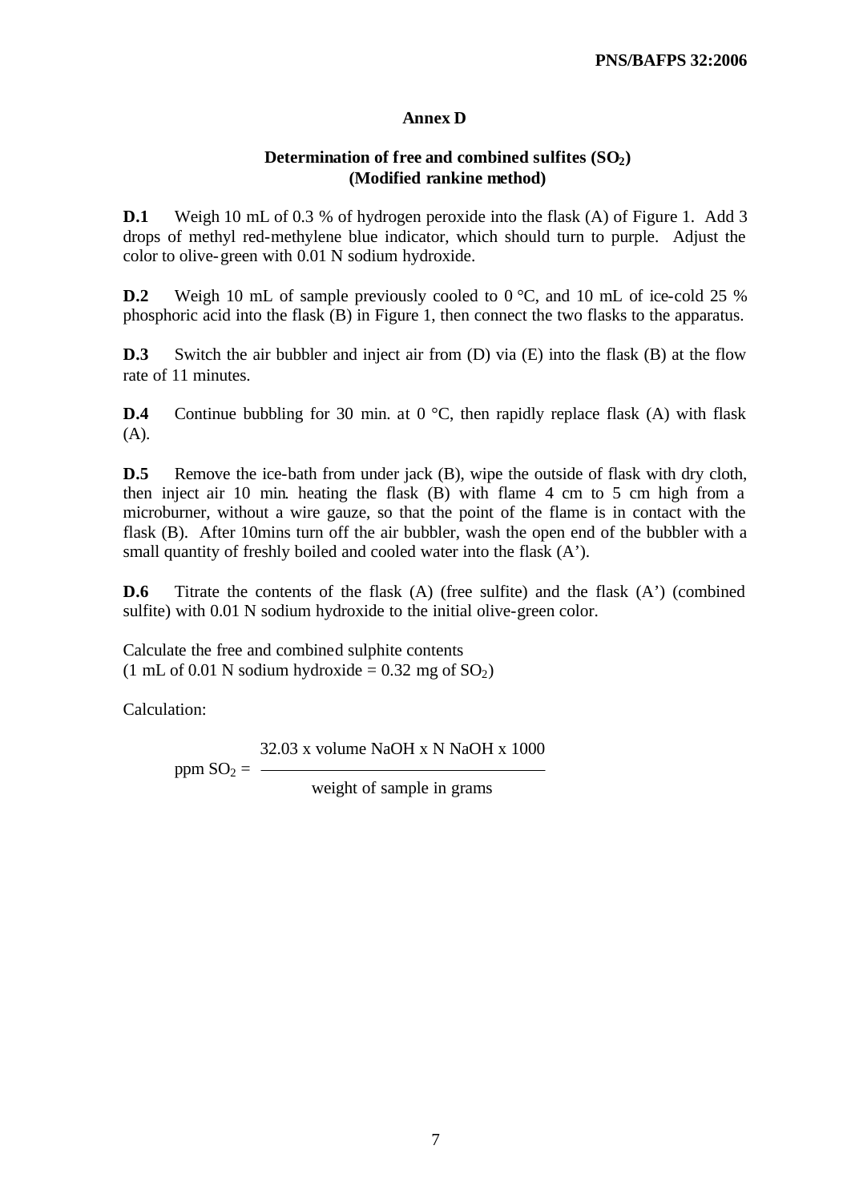## Annex D

### Determination of free and combined sulfites ($SO_2$)
### (Modified rankine method)

**D.1** Weigh 10 mL of 0.3 % of hydrogen peroxide into the flask (A) of Figure 1. Add 3 drops of methyl red-methylene blue indicator, which should turn to purple. Adjust the color to olive-green with 0.01 N sodium hydroxide.

**D.2** Weigh 10 mL of sample previously cooled to 0 °C, and 10 mL of ice-cold 25 % phosphoric acid into the flask (B) in Figure 1, then connect the two flasks to the apparatus.

**D.3** Switch the air bubbler and inject air from (D) via (E) into the flask (B) at the flow rate of 11 minutes.

**D.4** Continue bubbling for 30 min. at 0 °C, then rapidly replace flask (A) with flask (A).

**D.5** Remove the ice-bath from under jack (B), wipe the outside of flask with dry cloth, then inject air 10 min. heating the flask (B) with flame 4 cm to 5 cm high from a microburner, without a wire gauze, so that the point of the flame is in contact with the flask (B). After 10mins turn off the air bubbler, wash the open end of the bubbler with a small quantity of freshly boiled and cooled water into the flask (A').

**D.6** Titrate the contents of the flask (A) (free sulfite) and the flask (A') (combined sulfite) with 0.01 N sodium hydroxide to the initial olive-green color.

Calculate the free and combined sulphite contents
(1 mL of 0.01 N sodium hydroxide = 0.32 mg of $SO_2$)

Calculation:

$$\text{ppm } SO_2 = \frac{32.03 \times \text{volume NaOH} \times \text{N NaOH} \times 1000}{\text{weight of sample in grams}}$$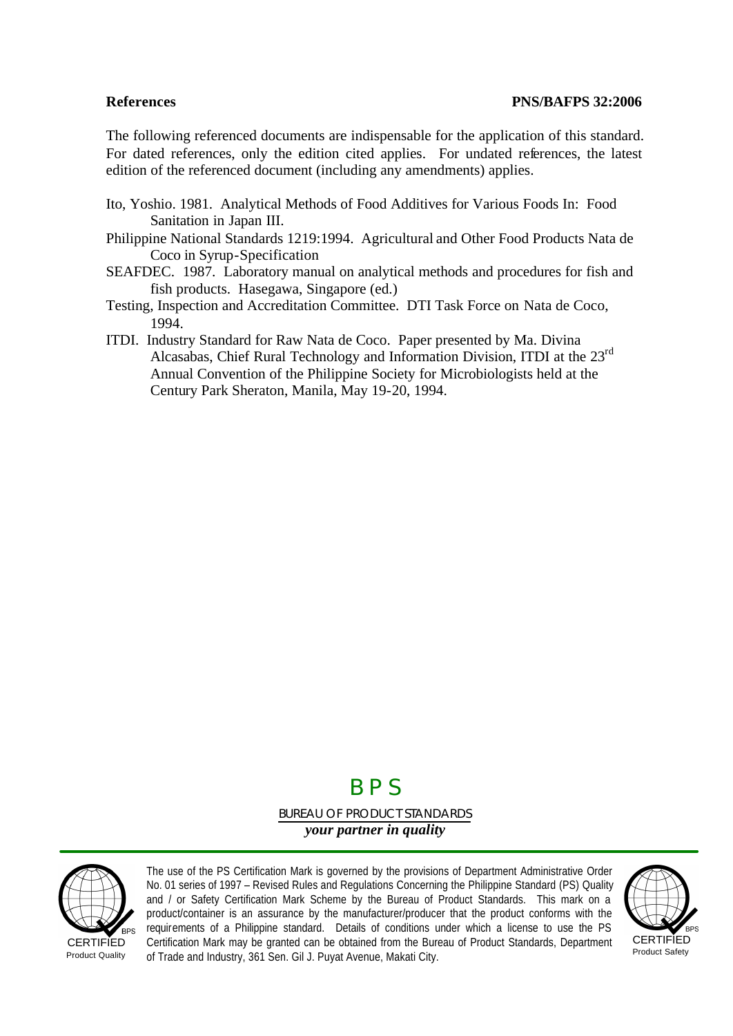## References

The following referenced documents are indispensable for the application of this standard. For dated references, only the edition cited applies. For undated references, the latest edition of the referenced document (including any amendments) applies.

Ito, Yoshio. 1981. Analytical Methods of Food Additives for Various Foods In: Food Sanitation in Japan III.

Philippine National Standards 1219:1994. Agricultural and Other Food Products Nata de Coco in Syrup-Specification

SEAFDEC. 1987. Laboratory manual on analytical methods and procedures for fish and fish products. Hasegawa, Singapore (ed.)

Testing, Inspection and Accreditation Committee. DTI Task Force on Nata de Coco, 1994.

ITDI. Industry Standard for Raw Nata de Coco. Paper presented by Ma. Divina Alcasabas, Chief Rural Technology and Information Division, ITDI at the 23rd Annual Convention of the Philippine Society for Microbiologists held at the Century Park Sheraton, Manila, May 19-20, 1994.

BPS

BUREAU OF PRODUCT STANDARDS

*your partner in quality*

CERTIFIED Product Quality

The use of the PS Certification Mark is governed by the provisions of Department Administrative Order No. 01 series of 1997 – Revised Rules and Regulations Concerning the Philippine Standard (PS) Quality and / or Safety Certification Mark Scheme by the Bureau of Product Standards. This mark on a product/container is an assurance by the manufacturer/producer that the product conforms with the requirements of a Philippine standard. Details of conditions under which a license to use the PS Certification Mark may be granted can be obtained from the Bureau of Product Standards, Department of Trade and Industry, 361 Sen. Gil J. Puyat Avenue, Makati City.

CERTIFIED Product Safety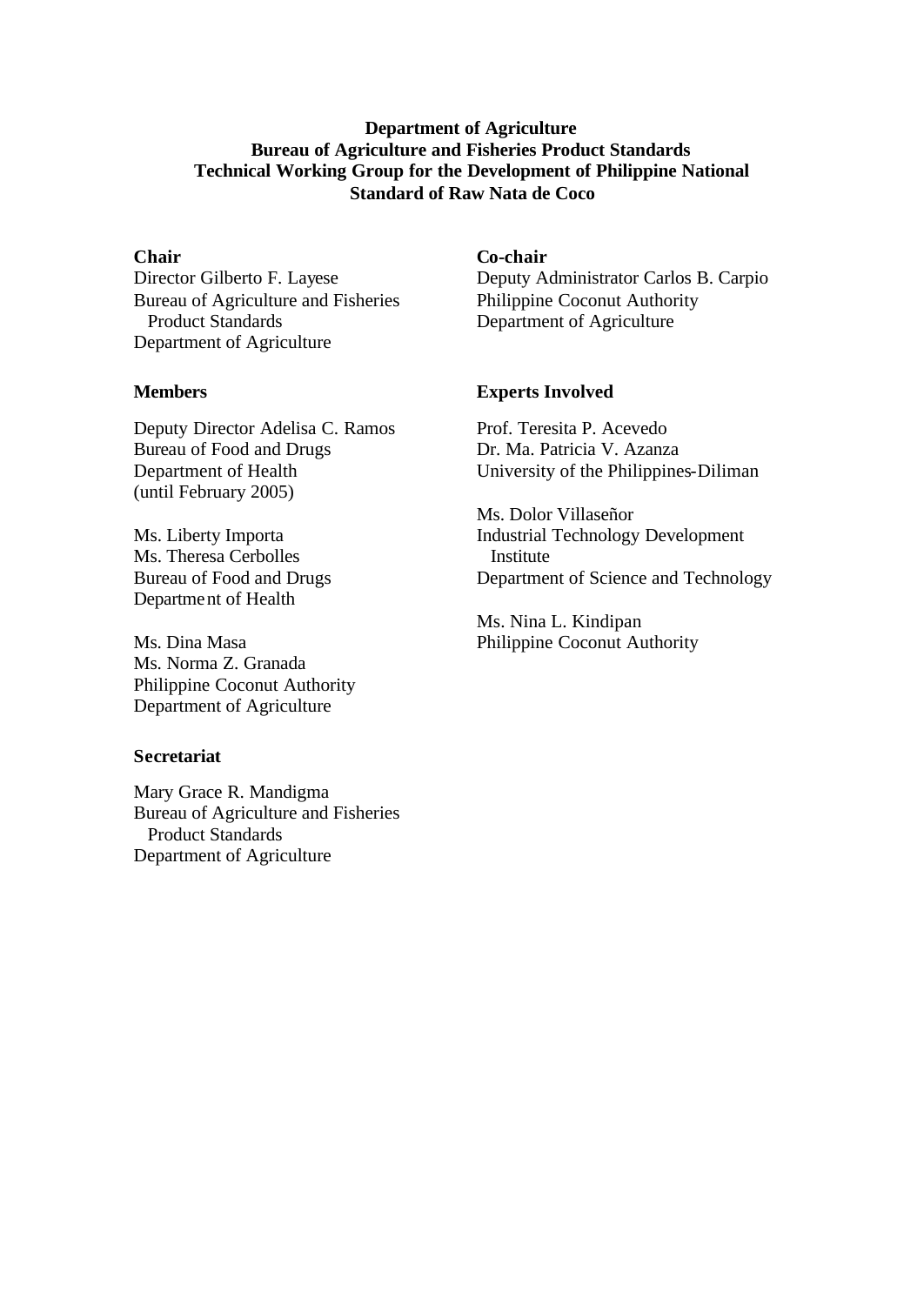**Department of Agriculture**
**Bureau of Agriculture and Fisheries Product Standards**
**Technical Working Group for the Development of Philippine National Standard of Raw Nata de Coco**

**Chair**

Director Gilberto F. Layese
Bureau of Agriculture and Fisheries Product Standards
Department of Agriculture

**Co-chair**

Deputy Administrator Carlos B. Carpio
Philippine Coconut Authority
Department of Agriculture

**Members**

Deputy Director Adelisa C. Ramos
Bureau of Food and Drugs
Department of Health
(until February 2005)

Ms. Liberty Importa
Ms. Theresa Cerbolles
Bureau of Food and Drugs
Department of Health

Ms. Dina Masa
Ms. Norma Z. Granada
Philippine Coconut Authority
Department of Agriculture

**Experts Involved**

Prof. Teresita P. Acevedo
Dr. Ma. Patricia V. Azanza
University of the Philippines-Diliman

Ms. Dolor Villaseñor
Industrial Technology Development Institute
Department of Science and Technology

Ms. Nina L. Kindipan
Philippine Coconut Authority

**Secretariat**

Mary Grace R. Mandigma
Bureau of Agriculture and Fisheries Product Standards
Department of Agriculture